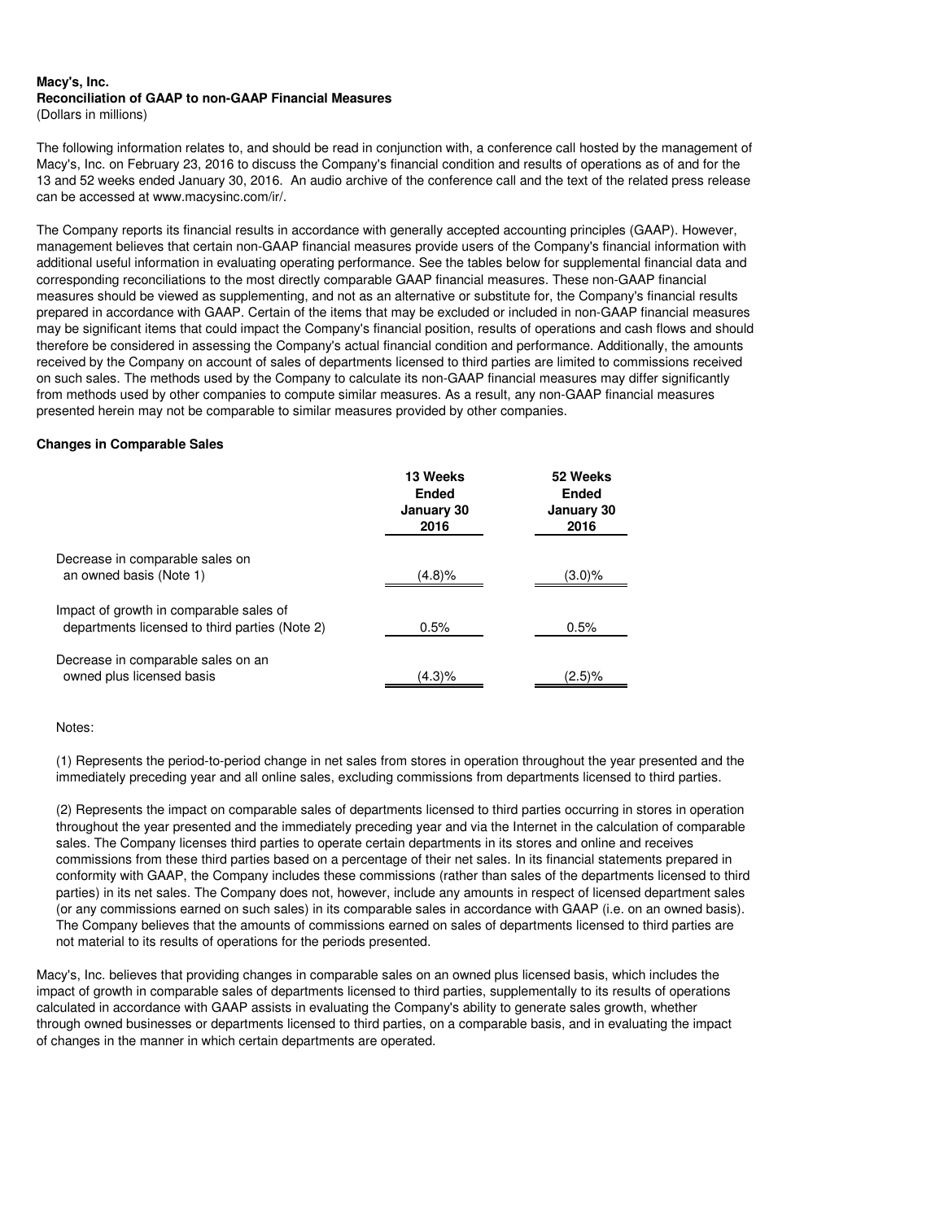**Macy's, Inc.**
**Reconciliation of GAAP to non-GAAP Financial Measures**
(Dollars in millions)

The following information relates to, and should be read in conjunction with, a conference call hosted by the management of Macy's, Inc. on February 23, 2016 to discuss the Company's financial condition and results of operations as of and for the 13 and 52 weeks ended January 30, 2016. An audio archive of the conference call and the text of the related press release can be accessed at www.macysinc.com/ir/.

The Company reports its financial results in accordance with generally accepted accounting principles (GAAP). However, management believes that certain non-GAAP financial measures provide users of the Company's financial information with additional useful information in evaluating operating performance. See the tables below for supplemental financial data and corresponding reconciliations to the most directly comparable GAAP financial measures. These non-GAAP financial measures should be viewed as supplementing, and not as an alternative or substitute for, the Company's financial results prepared in accordance with GAAP. Certain of the items that may be excluded or included in non-GAAP financial measures may be significant items that could impact the Company's financial position, results of operations and cash flows and should therefore be considered in assessing the Company's actual financial condition and performance. Additionally, the amounts received by the Company on account of sales of departments licensed to third parties are limited to commissions received on such sales. The methods used by the Company to calculate its non-GAAP financial measures may differ significantly from methods used by other companies to compute similar measures. As a result, any non-GAAP financial measures presented herein may not be comparable to similar measures provided by other companies.

**Changes in Comparable Sales**

| | 13 Weeks Ended January 30 2016 | 52 Weeks Ended January 30 2016 |
|---|---|---|
| Decrease in comparable sales on an owned basis (Note 1) | (4.8)% | (3.0)% |
| Impact of growth in comparable sales of departments licensed to third parties (Note 2) | 0.5% | 0.5% |
| Decrease in comparable sales on an owned plus licensed basis | (4.3)% | (2.5)% |

Notes:

(1) Represents the period-to-period change in net sales from stores in operation throughout the year presented and the immediately preceding year and all online sales, excluding commissions from departments licensed to third parties.

(2) Represents the impact on comparable sales of departments licensed to third parties occurring in stores in operation throughout the year presented and the immediately preceding year and via the Internet in the calculation of comparable sales. The Company licenses third parties to operate certain departments in its stores and online and receives commissions from these third parties based on a percentage of their net sales. In its financial statements prepared in conformity with GAAP, the Company includes these commissions (rather than sales of the departments licensed to third parties) in its net sales. The Company does not, however, include any amounts in respect of licensed department sales (or any commissions earned on such sales) in its comparable sales in accordance with GAAP (i.e. on an owned basis). The Company believes that the amounts of commissions earned on sales of departments licensed to third parties are not material to its results of operations for the periods presented.

Macy's, Inc. believes that providing changes in comparable sales on an owned plus licensed basis, which includes the impact of growth in comparable sales of departments licensed to third parties, supplementally to its results of operations calculated in accordance with GAAP assists in evaluating the Company's ability to generate sales growth, whether through owned businesses or departments licensed to third parties, on a comparable basis, and in evaluating the impact of changes in the manner in which certain departments are operated.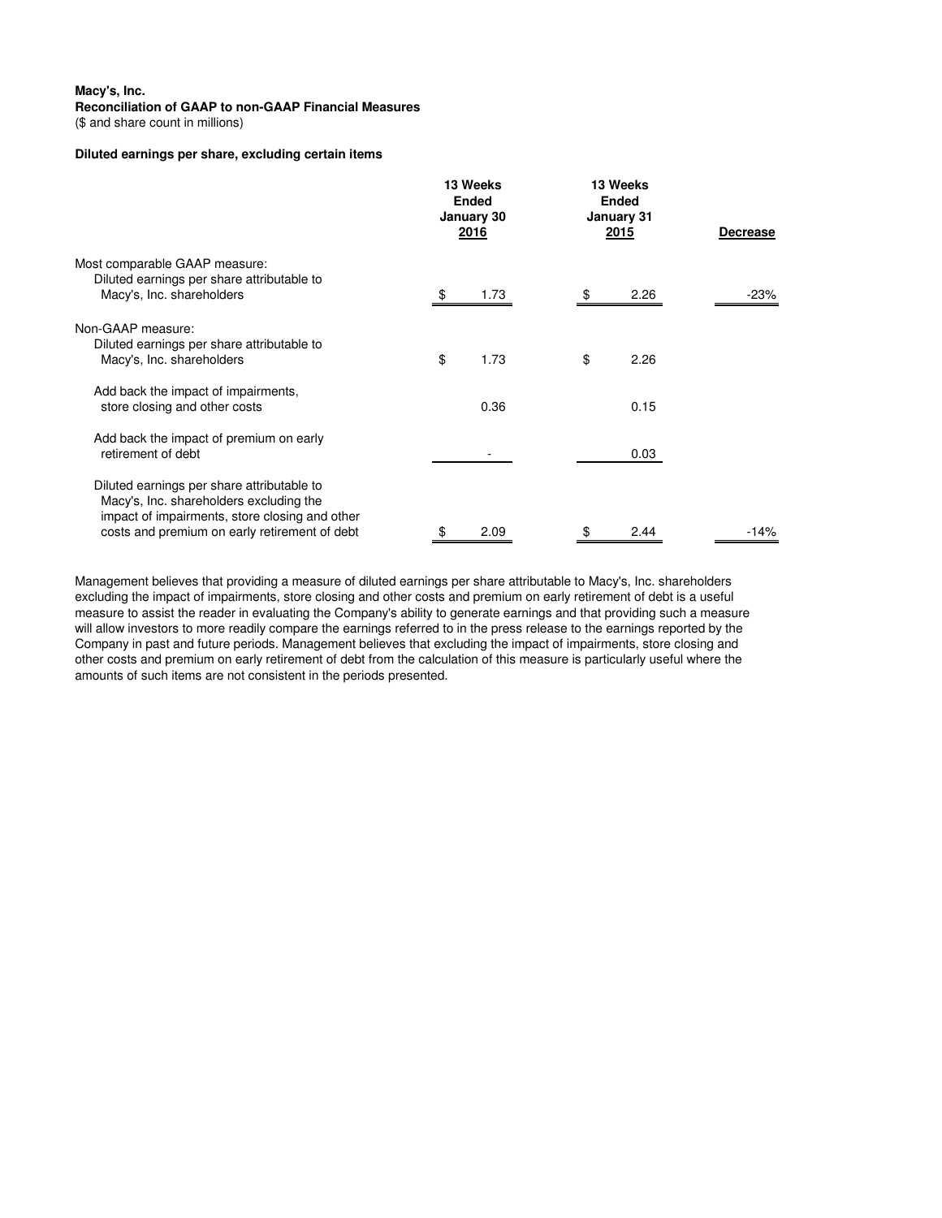**Macy's, Inc.**
**Reconciliation of GAAP to non-GAAP Financial Measures**
($ and share count in millions)

**Diluted earnings per share, excluding certain items**

| | 13 Weeks Ended January 30 2016 | 13 Weeks Ended January 31 2015 | Decrease |
|---|---|---|---|
| Most comparable GAAP measure: | | | |
| Diluted earnings per share attributable to Macy's, Inc. shareholders | $ 1.73 | $ 2.26 | -23% |
| Non-GAAP measure: | | | |
| Diluted earnings per share attributable to Macy's, Inc. shareholders | $ 1.73 | $ 2.26 | |
| Add back the impact of impairments, store closing and other costs | 0.36 | 0.15 | |
| Add back the impact of premium on early retirement of debt | - | 0.03 | |
| Diluted earnings per share attributable to Macy's, Inc. shareholders excluding the impact of impairments, store closing and other costs and premium on early retirement of debt | $ 2.09 | $ 2.44 | -14% |

Management believes that providing a measure of diluted earnings per share attributable to Macy's, Inc. shareholders excluding the impact of impairments, store closing and other costs and premium on early retirement of debt is a useful measure to assist the reader in evaluating the Company's ability to generate earnings and that providing such a measure will allow investors to more readily compare the earnings referred to in the press release to the earnings reported by the Company in past and future periods. Management believes that excluding the impact of impairments, store closing and other costs and premium on early retirement of debt from the calculation of this measure is particularly useful where the amounts of such items are not consistent in the periods presented.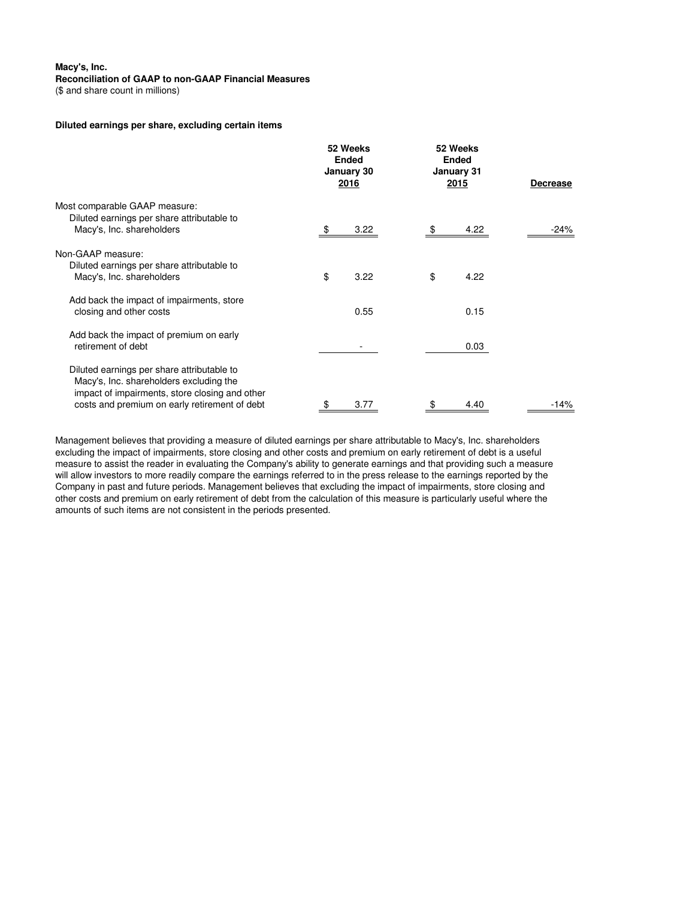**Macy's, Inc.**
**Reconciliation of GAAP to non-GAAP Financial Measures**
($ and share count in millions)

**Diluted earnings per share, excluding certain items**

| | 52 Weeks Ended January 30 2016 | 52 Weeks Ended January 31 2015 | Decrease |
|---|---|---|---|
| Most comparable GAAP measure: | | | |
| Diluted earnings per share attributable to Macy's, Inc. shareholders | $ 3.22 | $ 4.22 | -24% |
| Non-GAAP measure: | | | |
| Diluted earnings per share attributable to Macy's, Inc. shareholders | $ 3.22 | $ 4.22 | |
| Add back the impact of impairments, store closing and other costs | 0.55 | 0.15 | |
| Add back the impact of premium on early retirement of debt | - | 0.03 | |
| Diluted earnings per share attributable to Macy's, Inc. shareholders excluding the impact of impairments, store closing and other costs and premium on early retirement of debt | $ 3.77 | $ 4.40 | -14% |

Management believes that providing a measure of diluted earnings per share attributable to Macy's, Inc. shareholders excluding the impact of impairments, store closing and other costs and premium on early retirement of debt is a useful measure to assist the reader in evaluating the Company's ability to generate earnings and that providing such a measure will allow investors to more readily compare the earnings referred to in the press release to the earnings reported by the Company in past and future periods. Management believes that excluding the impact of impairments, store closing and other costs and premium on early retirement of debt from the calculation of this measure is particularly useful where the amounts of such items are not consistent in the periods presented.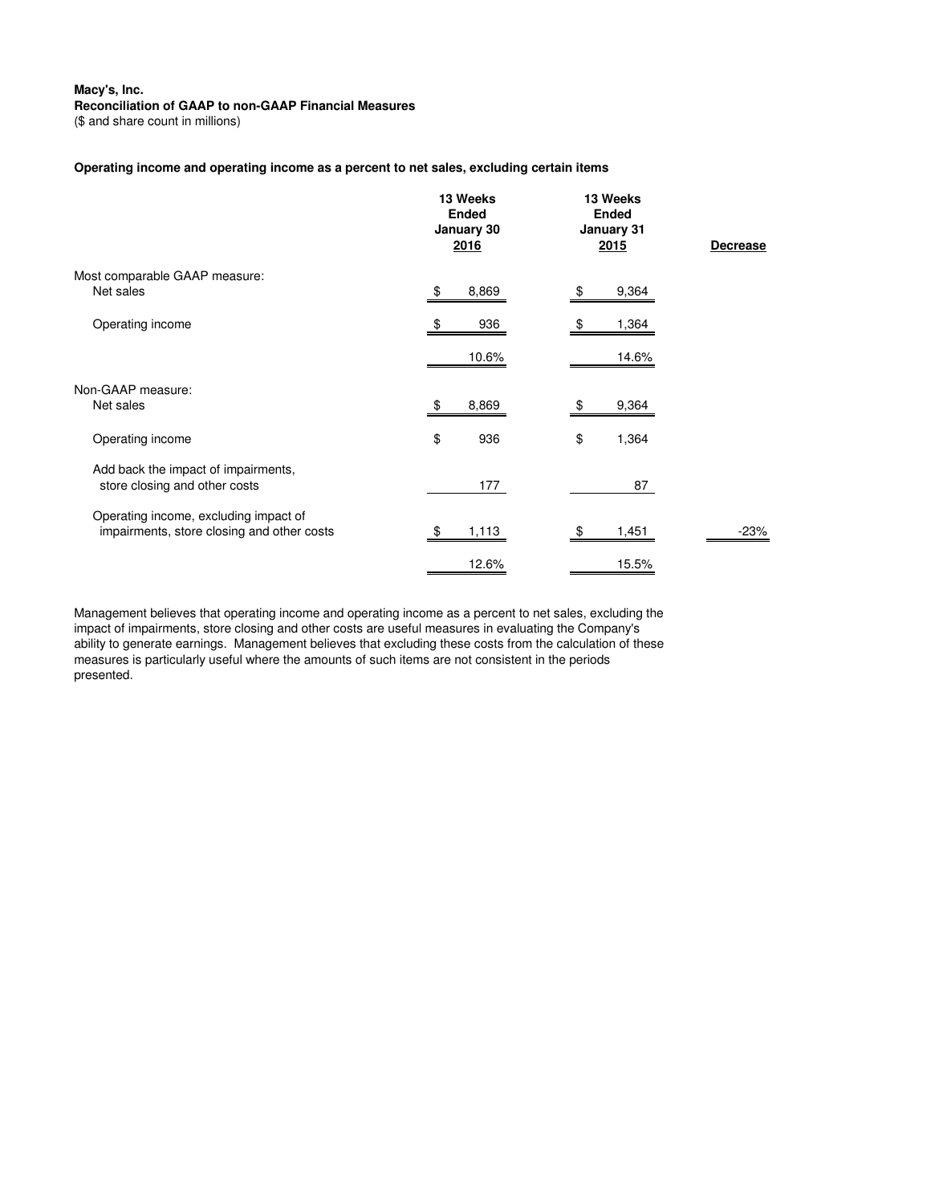**Macy's, Inc.**
**Reconciliation of GAAP to non-GAAP Financial Measures**
($ and share count in millions)

**Operating income and operating income as a percent to net sales, excluding certain items**

| | 13 Weeks Ended January 30 2016 | 13 Weeks Ended January 31 2015 | Decrease |
|---|---|---|---|
| Most comparable GAAP measure: | | | |
| Net sales | $ 8,869 | $ 9,364 | |
| Operating income | $ 936 | $ 1,364 | |
| | 10.6% | 14.6% | |
| Non-GAAP measure: | | | |
| Net sales | $ 8,869 | $ 9,364 | |
| Operating income | $ 936 | $ 1,364 | |
| Add back the impact of impairments, store closing and other costs | 177 | 87 | |
| Operating income, excluding impact of impairments, store closing and other costs | $ 1,113 | $ 1,451 | -23% |
| | 12.6% | 15.5% | |

Management believes that operating income and operating income as a percent to net sales, excluding the impact of impairments, store closing and other costs are useful measures in evaluating the Company's ability to generate earnings. Management believes that excluding these costs from the calculation of these measures is particularly useful where the amounts of such items are not consistent in the periods presented.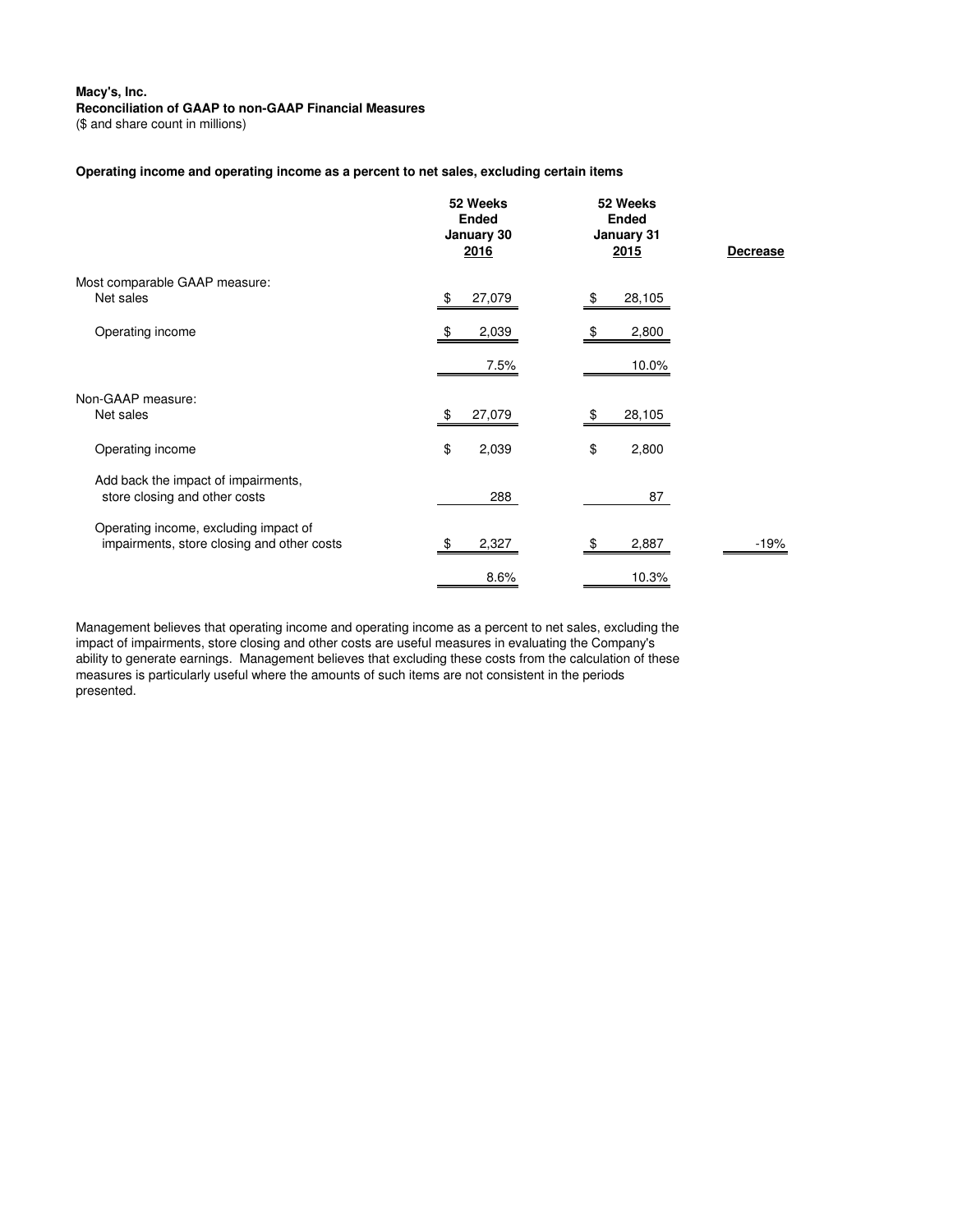**Macy's, Inc.**
**Reconciliation of GAAP to non-GAAP Financial Measures**
($ and share count in millions)

**Operating income and operating income as a percent to net sales, excluding certain items**

| | 52 Weeks Ended January 30 2016 | 52 Weeks Ended January 31 2015 | Decrease |
|---|---|---|---|
| Most comparable GAAP measure: | | | |
| Net sales | $ 27,079 | $ 28,105 | |
| Operating income | $ 2,039 | $ 2,800 | |
| | 7.5% | 10.0% | |
| Non-GAAP measure: | | | |
| Net sales | $ 27,079 | $ 28,105 | |
| Operating income | $ 2,039 | $ 2,800 | |
| Add back the impact of impairments, store closing and other costs | 288 | 87 | |
| Operating income, excluding impact of impairments, store closing and other costs | $ 2,327 | $ 2,887 | -19% |
| | 8.6% | 10.3% | |

Management believes that operating income and operating income as a percent to net sales, excluding the impact of impairments, store closing and other costs are useful measures in evaluating the Company's ability to generate earnings. Management believes that excluding these costs from the calculation of these measures is particularly useful where the amounts of such items are not consistent in the periods presented.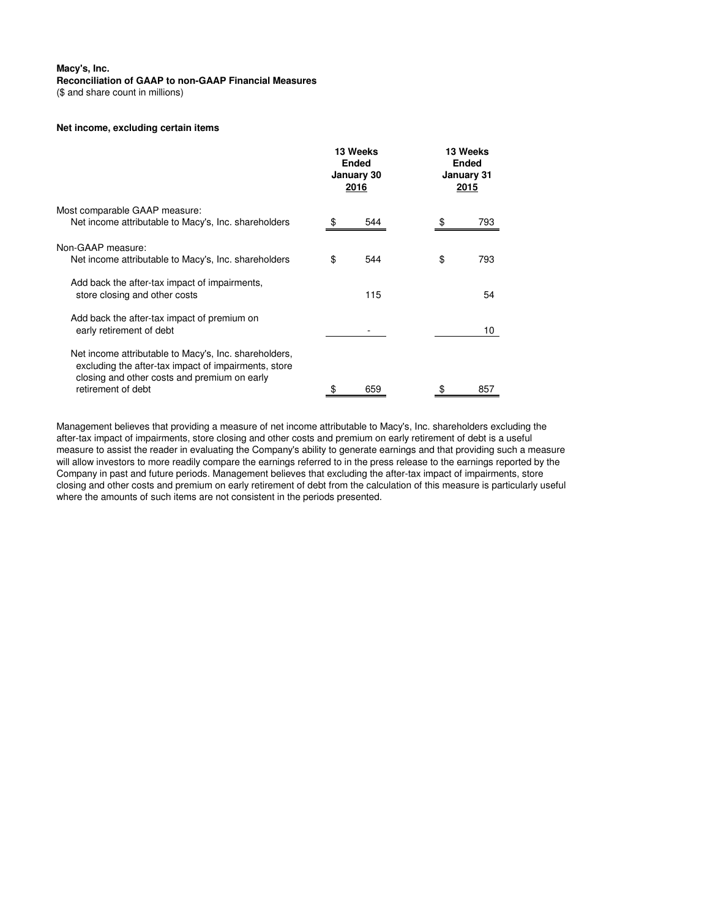**Macy's, Inc.**
**Reconciliation of GAAP to non-GAAP Financial Measures**
($ and share count in millions)

**Net income, excluding certain items**

| | 13 Weeks Ended January 30 2016 | 13 Weeks Ended January 31 2015 |
|---|---|---|
| Most comparable GAAP measure: | | |
| Net income attributable to Macy's, Inc. shareholders | $ 544 | $ 793 |
| Non-GAAP measure: | | |
| Net income attributable to Macy's, Inc. shareholders | $ 544 | $ 793 |
| Add back the after-tax impact of impairments, store closing and other costs | 115 | 54 |
| Add back the after-tax impact of premium on early retirement of debt | - | 10 |
| Net income attributable to Macy's, Inc. shareholders, excluding the after-tax impact of impairments, store closing and other costs and premium on early retirement of debt | $ 659 | $ 857 |

Management believes that providing a measure of net income attributable to Macy's, Inc. shareholders excluding the after-tax impact of impairments, store closing and other costs and premium on early retirement of debt is a useful measure to assist the reader in evaluating the Company's ability to generate earnings and that providing such a measure will allow investors to more readily compare the earnings referred to in the press release to the earnings reported by the Company in past and future periods. Management believes that excluding the after-tax impact of impairments, store closing and other costs and premium on early retirement of debt from the calculation of this measure is particularly useful where the amounts of such items are not consistent in the periods presented.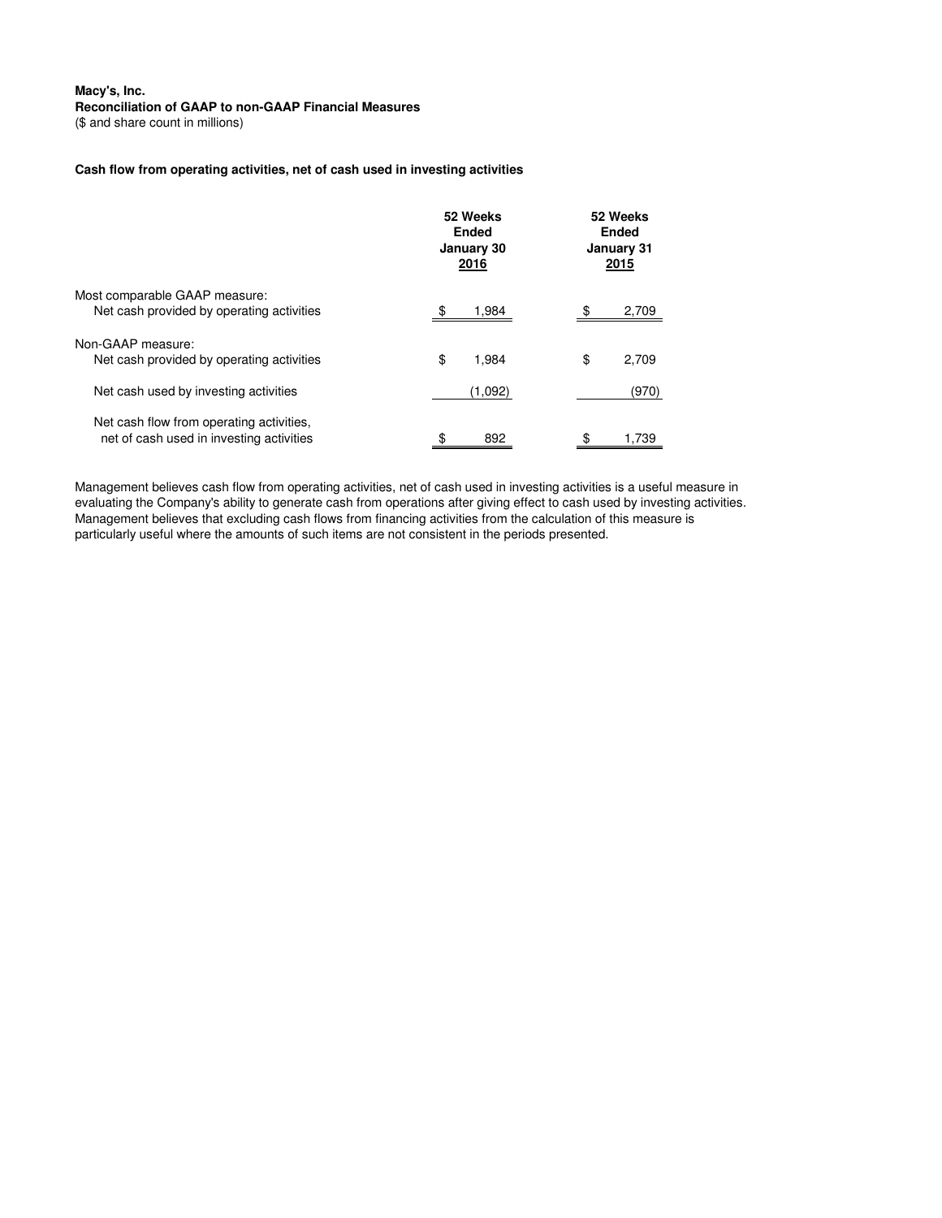**Macy's, Inc.**
**Reconciliation of GAAP to non-GAAP Financial Measures**
($ and share count in millions)

**Cash flow from operating activities, net of cash used in investing activities**

| | 52 Weeks Ended January 30 2016 | 52 Weeks Ended January 31 2015 |
|---|---|---|
| Most comparable GAAP measure: | | |
| Net cash provided by operating activities | $ 1,984 | $ 2,709 |
| Non-GAAP measure: | | |
| Net cash provided by operating activities | $ 1,984 | $ 2,709 |
| Net cash used by investing activities | (1,092) | (970) |
| Net cash flow from operating activities, net of cash used in investing activities | $ 892 | $ 1,739 |

Management believes cash flow from operating activities, net of cash used in investing activities is a useful measure in evaluating the Company's ability to generate cash from operations after giving effect to cash used by investing activities. Management believes that excluding cash flows from financing activities from the calculation of this measure is particularly useful where the amounts of such items are not consistent in the periods presented.